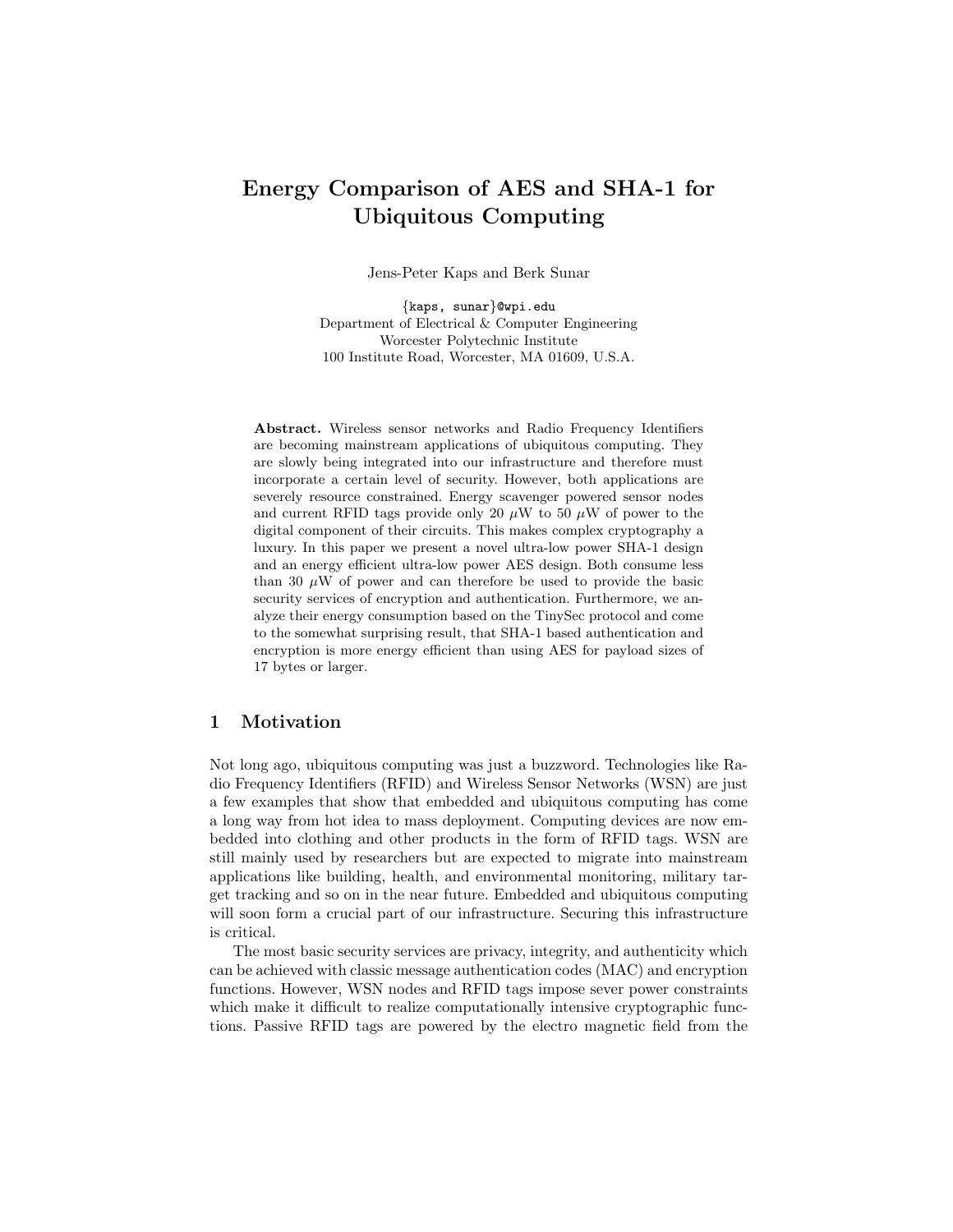# Energy Comparison of AES and SHA-1 for Ubiquitous Computing

Jens-Peter Kaps and Berk Sunar

{kaps, sunar}@wpi.edu
Department of Electrical & Computer Engineering
Worcester Polytechnic Institute
100 Institute Road, Worcester, MA 01609, U.S.A.

**Abstract.** Wireless sensor networks and Radio Frequency Identifiers are becoming mainstream applications of ubiquitous computing. They are slowly being integrated into our infrastructure and therefore must incorporate a certain level of security. However, both applications are severely resource constrained. Energy scavenger powered sensor nodes and current RFID tags provide only 20 $\mu$W to 50 $\mu$W of power to the digital component of their circuits. This makes complex cryptography a luxury. In this paper we present a novel ultra-low power SHA-1 design and an energy efficient ultra-low power AES design. Both consume less than 30 $\mu$W of power and can therefore be used to provide the basic security services of encryption and authentication. Furthermore, we analyze their energy consumption based on the TinySec protocol and come to the somewhat surprising result, that SHA-1 based authentication and encryption is more energy efficient than using AES for payload sizes of 17 bytes or larger.

## 1 Motivation

Not long ago, ubiquitous computing was just a buzzword. Technologies like Radio Frequency Identifiers (RFID) and Wireless Sensor Networks (WSN) are just a few examples that show that embedded and ubiquitous computing has come a long way from hot idea to mass deployment. Computing devices are now embedded into clothing and other products in the form of RFID tags. WSN are still mainly used by researchers but are expected to migrate into mainstream applications like building, health, and environmental monitoring, military target tracking and so on in the near future. Embedded and ubiquitous computing will soon form a crucial part of our infrastructure. Securing this infrastructure is critical.

The most basic security services are privacy, integrity, and authenticity which can be achieved with classic message authentication codes (MAC) and encryption functions. However, WSN nodes and RFID tags impose sever power constraints which make it difficult to realize computationally intensive cryptographic functions. Passive RFID tags are powered by the electro magnetic field from the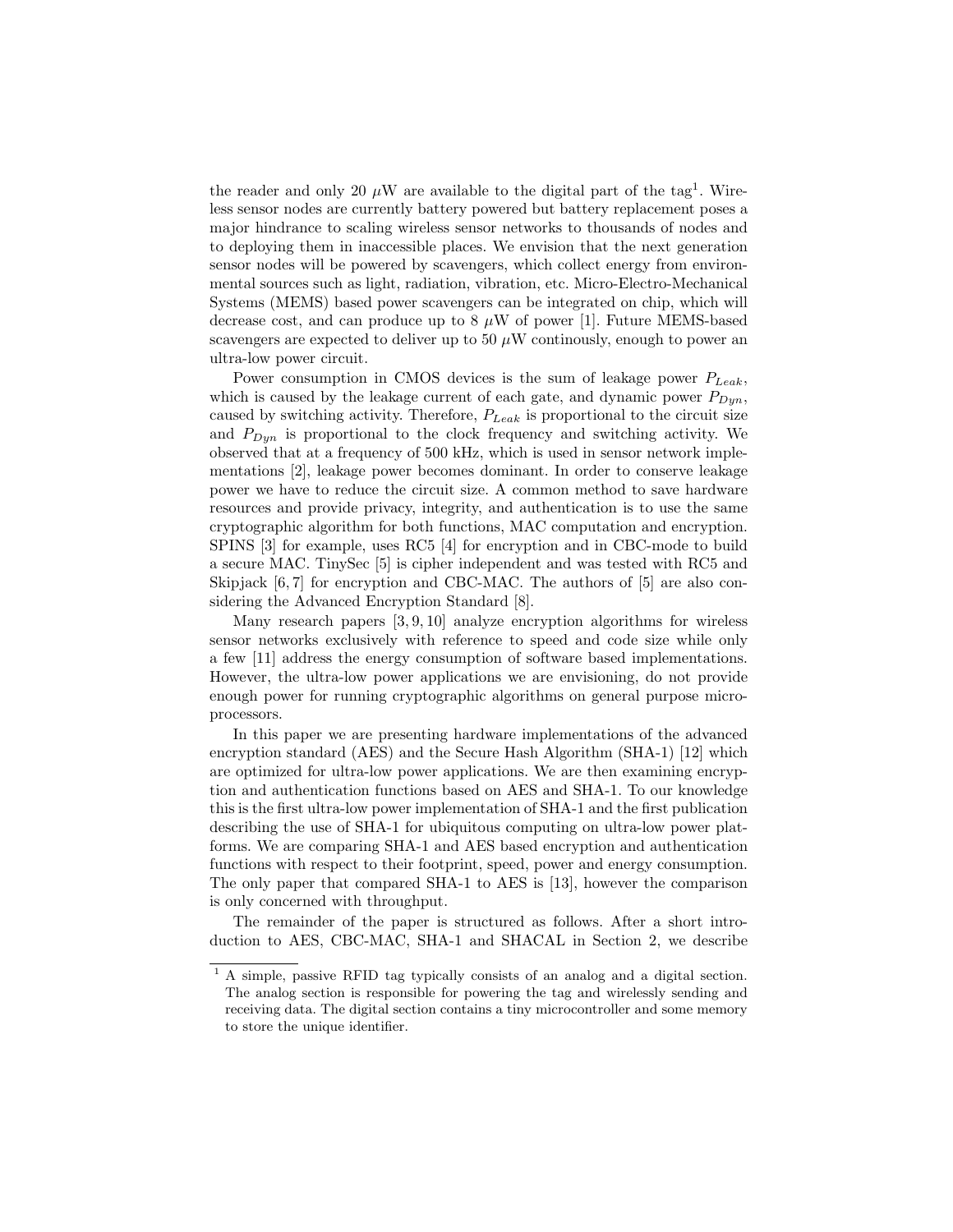the reader and only 20 $\mu$W are available to the digital part of the tag[1]. Wireless sensor nodes are currently battery powered but battery replacement poses a major hindrance to scaling wireless sensor networks to thousands of nodes and to deploying them in inaccessible places. We envision that the next generation sensor nodes will be powered by scavengers, which collect energy from environmental sources such as light, radiation, vibration, etc. Micro-Electro-Mechanical Systems (MEMS) based power scavengers can be integrated on chip, which will decrease cost, and can produce up to 8 $\mu$W of power [1]. Future MEMS-based scavengers are expected to deliver up to 50 $\mu$W continously, enough to power an ultra-low power circuit.

Power consumption in CMOS devices is the sum of leakage power $P_{Leak}$, which is caused by the leakage current of each gate, and dynamic power $P_{Dyn}$, caused by switching activity. Therefore, $P_{Leak}$ is proportional to the circuit size and $P_{Dyn}$ is proportional to the clock frequency and switching activity. We observed that at a frequency of 500 kHz, which is used in sensor network implementations [2], leakage power becomes dominant. In order to conserve leakage power we have to reduce the circuit size. A common method to save hardware resources and provide privacy, integrity, and authentication is to use the same cryptographic algorithm for both functions, MAC computation and encryption. SPINS [3] for example, uses RC5 [4] for encryption and in CBC-mode to build a secure MAC. TinySec [5] is cipher independent and was tested with RC5 and Skipjack [6, 7] for encryption and CBC-MAC. The authors of [5] are also considering the Advanced Encryption Standard [8].

Many research papers [3, 9, 10] analyze encryption algorithms for wireless sensor networks exclusively with reference to speed and code size while only a few [11] address the energy consumption of software based implementations. However, the ultra-low power applications we are envisioning, do not provide enough power for running cryptographic algorithms on general purpose microprocessors.

In this paper we are presenting hardware implementations of the advanced encryption standard (AES) and the Secure Hash Algorithm (SHA-1) [12] which are optimized for ultra-low power applications. We are then examining encryption and authentication functions based on AES and SHA-1. To our knowledge this is the first ultra-low power implementation of SHA-1 and the first publication describing the use of SHA-1 for ubiquitous computing on ultra-low power platforms. We are comparing SHA-1 and AES based encryption and authentication functions with respect to their footprint, speed, power and energy consumption. The only paper that compared SHA-1 to AES is [13], however the comparison is only concerned with throughput.

The remainder of the paper is structured as follows. After a short introduction to AES, CBC-MAC, SHA-1 and SHACAL in Section 2, we describe

[1] A simple, passive RFID tag typically consists of an analog and a digital section. The analog section is responsible for powering the tag and wirelessly sending and receiving data. The digital section contains a tiny microcontroller and some memory to store the unique identifier.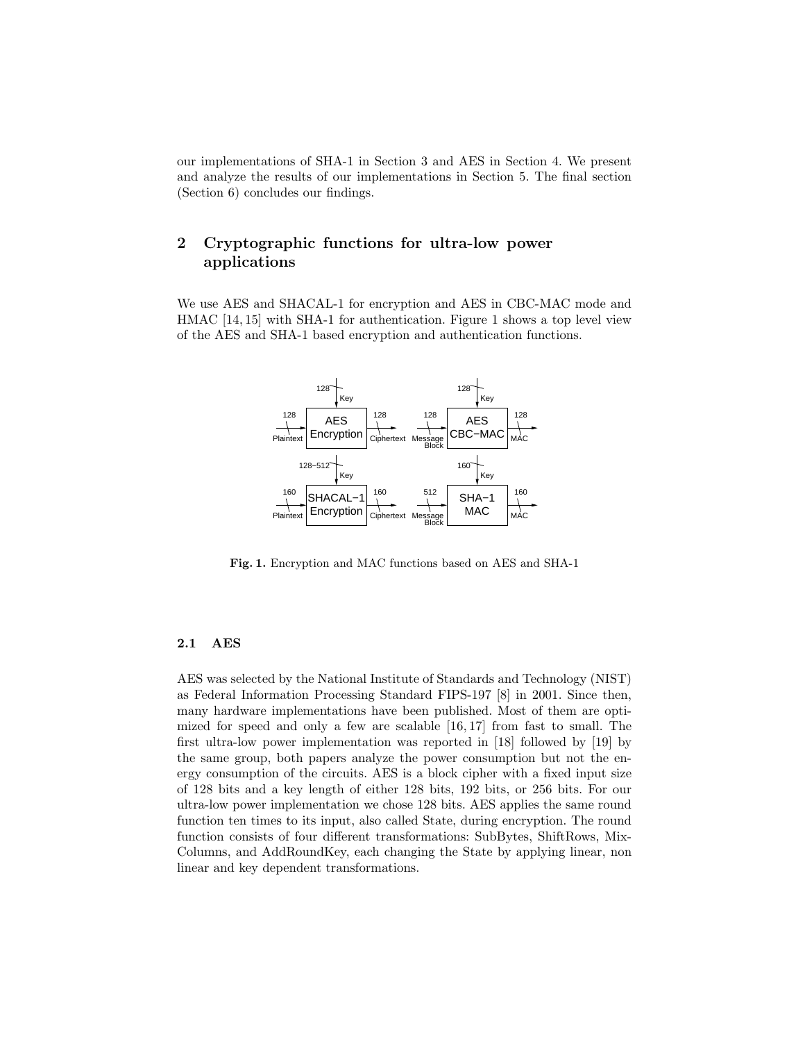our implementations of SHA-1 in Section 3 and AES in Section 4. We present and analyze the results of our implementations in Section 5. The final section (Section 6) concludes our findings.

## 2 Cryptographic functions for ultra-low power applications

We use AES and SHACAL-1 for encryption and AES in CBC-MAC mode and HMAC [14, 15] with SHA-1 for authentication. Figure 1 shows a top level view of the AES and SHA-1 based encryption and authentication functions.

**Fig. 1.** Encryption and MAC functions based on AES and SHA-1

### 2.1 AES

AES was selected by the National Institute of Standards and Technology (NIST) as Federal Information Processing Standard FIPS-197 [8] in 2001. Since then, many hardware implementations have been published. Most of them are optimized for speed and only a few are scalable [16, 17] from fast to small. The first ultra-low power implementation was reported in [18] followed by [19] by the same group, both papers analyze the power consumption but not the energy consumption of the circuits. AES is a block cipher with a fixed input size of 128 bits and a key length of either 128 bits, 192 bits, or 256 bits. For our ultra-low power implementation we chose 128 bits. AES applies the same round function ten times to its input, also called State, during encryption. The round function consists of four different transformations: SubBytes, ShiftRows, MixColumns, and AddRoundKey, each changing the State by applying linear, non linear and key dependent transformations.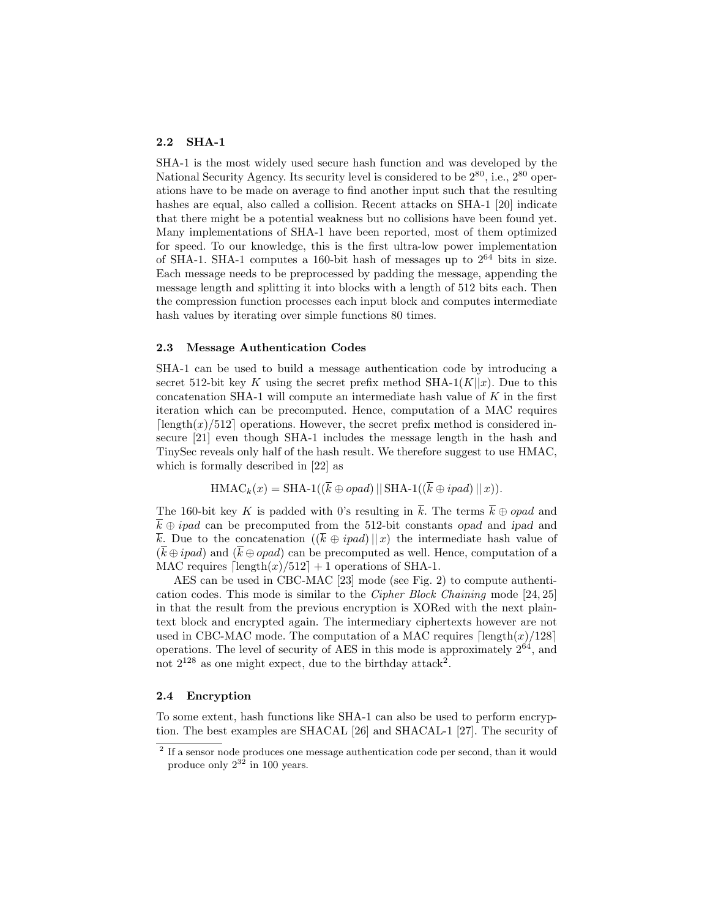### 2.2 SHA-1

SHA-1 is the most widely used secure hash function and was developed by the National Security Agency. Its security level is considered to be $2^{80}$, i.e., $2^{80}$ operations have to be made on average to find another input such that the resulting hashes are equal, also called a collision. Recent attacks on SHA-1 [20] indicate that there might be a potential weakness but no collisions have been found yet. Many implementations of SHA-1 have been reported, most of them optimized for speed. To our knowledge, this is the first ultra-low power implementation of SHA-1. SHA-1 computes a 160-bit hash of messages up to $2^{64}$ bits in size. Each message needs to be preprocessed by padding the message, appending the message length and splitting it into blocks with a length of 512 bits each. Then the compression function processes each input block and computes intermediate hash values by iterating over simple functions 80 times.

### 2.3 Message Authentication Codes

SHA-1 can be used to build a message authentication code by introducing a secret 512-bit key $K$ using the secret prefix method SHA-1($K||x$). Due to this concatenation SHA-1 will compute an intermediate hash value of $K$ in the first iteration which can be precomputed. Hence, computation of a MAC requires $\lceil \text{length}(x)/512 \rceil$ operations. However, the secret prefix method is considered insecure [21] even though SHA-1 includes the message length in the hash and TinySec reveals only half of the hash result. We therefore suggest to use HMAC, which is formally described in [22] as

$$\text{HMAC}_k(x) = \text{SHA-1}((\overline{k} \oplus opad) \,||\, \text{SHA-1}((\overline{k} \oplus ipad) \,||\, x)).$$

The 160-bit key $K$ is padded with 0's resulting in $\overline{k}$. The terms $\overline{k} \oplus opad$ and $\overline{k} \oplus ipad$ can be precomputed from the 512-bit constants *opad* and *ipad* and $\overline{k}$. Due to the concatenation $((\overline{k} \oplus ipad) \,||\, x)$ the intermediate hash value of $(\overline{k} \oplus ipad)$ and $(\overline{k} \oplus opad)$ can be precomputed as well. Hence, computation of a MAC requires $\lceil \text{length}(x)/512 \rceil + 1$ operations of SHA-1.

AES can be used in CBC-MAC [23] mode (see Fig. 2) to compute authentication codes. This mode is similar to the *Cipher Block Chaining* mode [24, 25] in that the result from the previous encryption is XORed with the next plaintext block and encrypted again. The intermediary ciphertexts however are not used in CBC-MAC mode. The computation of a MAC requires $\lceil \text{length}(x)/128 \rceil$ operations. The level of security of AES in this mode is approximately $2^{64}$, and not $2^{128}$ as one might expect, due to the birthday attack[2].

### 2.4 Encryption

To some extent, hash functions like SHA-1 can also be used to perform encryption. The best examples are SHACAL [26] and SHACAL-1 [27]. The security of

[2] If a sensor node produces one message authentication code per second, than it would produce only $2^{32}$ in 100 years.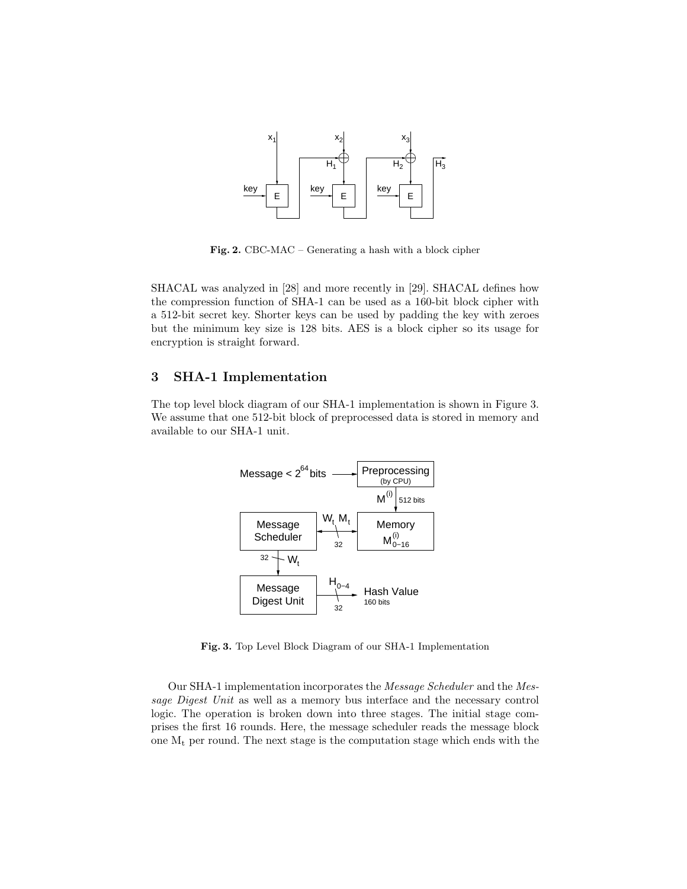**Fig. 2.** CBC-MAC – Generating a hash with a block cipher

SHACAL was analyzed in [28] and more recently in [29]. SHACAL defines how the compression function of SHA-1 can be used as a 160-bit block cipher with a 512-bit secret key. Shorter keys can be used by padding the key with zeroes but the minimum key size is 128 bits. AES is a block cipher so its usage for encryption is straight forward.

## 3 SHA-1 Implementation

The top level block diagram of our SHA-1 implementation is shown in Figure 3. We assume that one 512-bit block of preprocessed data is stored in memory and available to our SHA-1 unit.

**Fig. 3.** Top Level Block Diagram of our SHA-1 Implementation

Our SHA-1 implementation incorporates the *Message Scheduler* and the *Message Digest Unit* as well as a memory bus interface and the necessary control logic. The operation is broken down into three stages. The initial stage comprises the first 16 rounds. Here, the message scheduler reads the message block one $M_t$ per round. The next stage is the computation stage which ends with the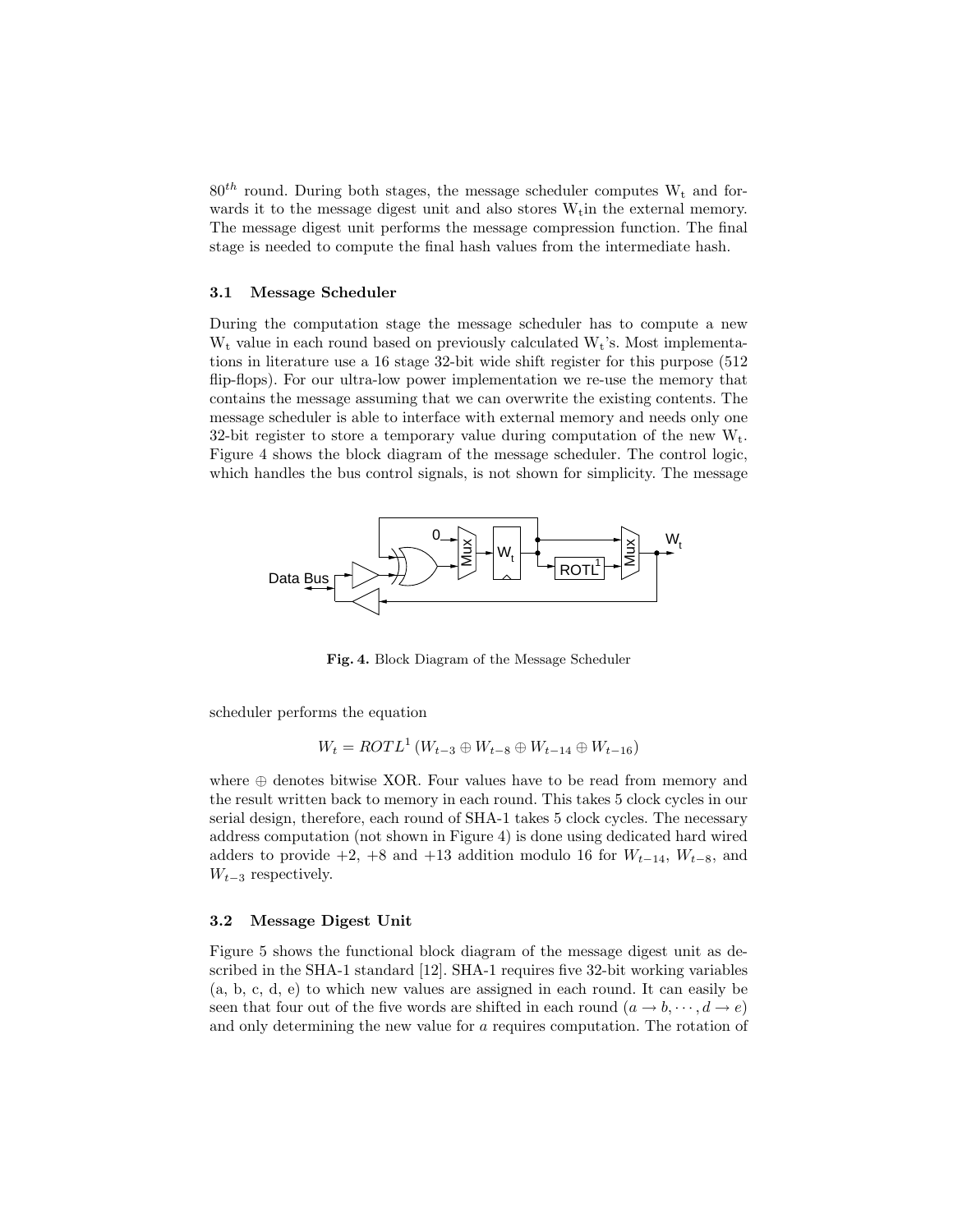$80^{th}$ round. During both stages, the message scheduler computes $\mathrm{W_t}$ and forwards it to the message digest unit and also stores $\mathrm{W_t}$in the external memory. The message digest unit performs the message compression function. The final stage is needed to compute the final hash values from the intermediate hash.

### 3.1 Message Scheduler

During the computation stage the message scheduler has to compute a new $\mathrm{W_t}$ value in each round based on previously calculated $\mathrm{W_t}$'s. Most implementations in literature use a 16 stage 32-bit wide shift register for this purpose (512 flip-flops). For our ultra-low power implementation we re-use the memory that contains the message assuming that we can overwrite the existing contents. The message scheduler is able to interface with external memory and needs only one 32-bit register to store a temporary value during computation of the new $\mathrm{W_t}$. Figure 4 shows the block diagram of the message scheduler. The control logic, which handles the bus control signals, is not shown for simplicity. The message

**Fig. 4.** Block Diagram of the Message Scheduler

scheduler performs the equation

$$W_t = ROTL^1 \left( W_{t-3} \oplus W_{t-8} \oplus W_{t-14} \oplus W_{t-16} \right)$$

where $\oplus$ denotes bitwise XOR. Four values have to be read from memory and the result written back to memory in each round. This takes 5 clock cycles in our serial design, therefore, each round of SHA-1 takes 5 clock cycles. The necessary address computation (not shown in Figure 4) is done using dedicated hard wired adders to provide +2, +8 and +13 addition modulo 16 for $W_{t-14}$, $W_{t-8}$, and $W_{t-3}$ respectively.

### 3.2 Message Digest Unit

Figure 5 shows the functional block diagram of the message digest unit as described in the SHA-1 standard [12]. SHA-1 requires five 32-bit working variables (a, b, c, d, e) to which new values are assigned in each round. It can easily be seen that four out of the five words are shifted in each round ($a \rightarrow b, \cdots, d \rightarrow e$) and only determining the new value for $a$ requires computation. The rotation of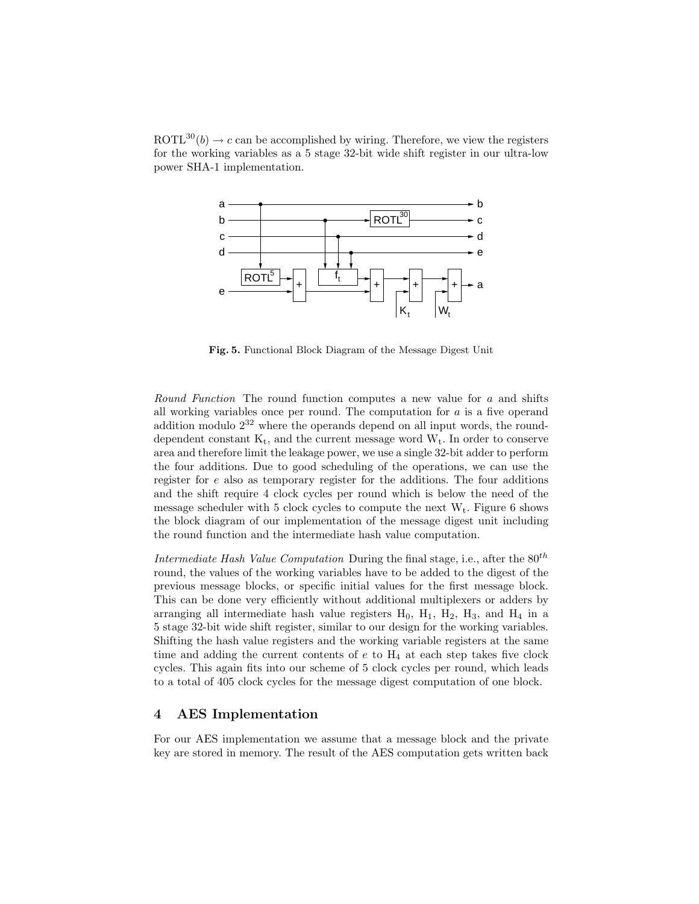$\mathrm{ROTL}^{30}(b) \rightarrow c$ can be accomplished by wiring. Therefore, we view the registers for the working variables as a 5 stage 32-bit wide shift register in our ultra-low power SHA-1 implementation.

**Fig. 5.** Functional Block Diagram of the Message Digest Unit

*Round Function* The round function computes a new value for $a$ and shifts all working variables once per round. The computation for $a$ is a five operand addition modulo $2^{32}$ where the operands depend on all input words, the round-dependent constant $\mathrm{K_t}$, and the current message word $\mathrm{W_t}$. In order to conserve area and therefore limit the leakage power, we use a single 32-bit adder to perform the four additions. Due to good scheduling of the operations, we can use the register for $e$ also as temporary register for the additions. The four additions and the shift require 4 clock cycles per round which is below the need of the message scheduler with 5 clock cycles to compute the next $\mathrm{W_t}$. Figure 6 shows the block diagram of our implementation of the message digest unit including the round function and the intermediate hash value computation.

*Intermediate Hash Value Computation* During the final stage, i.e., after the $80^{th}$ round, the values of the working variables have to be added to the digest of the previous message blocks, or specific initial values for the first message block. This can be done very efficiently without additional multiplexers or adders by arranging all intermediate hash value registers $\mathrm{H_0}$, $\mathrm{H_1}$, $\mathrm{H_2}$, $\mathrm{H_3}$, and $\mathrm{H_4}$ in a 5 stage 32-bit wide shift register, similar to our design for the working variables. Shifting the hash value registers and the working variable registers at the same time and adding the current contents of $e$ to $\mathrm{H_4}$ at each step takes five clock cycles. This again fits into our scheme of 5 clock cycles per round, which leads to a total of 405 clock cycles for the message digest computation of one block.

## 4 AES Implementation

For our AES implementation we assume that a message block and the private key are stored in memory. The result of the AES computation gets written back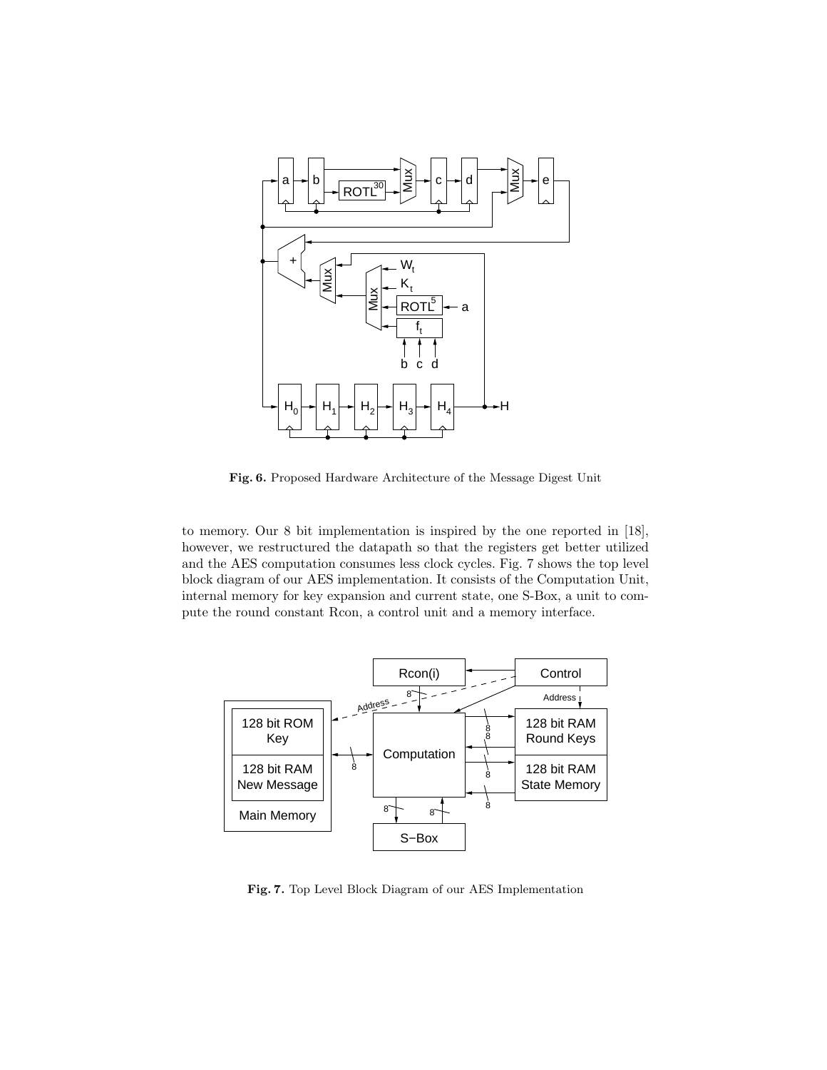**Fig. 6.** Proposed Hardware Architecture of the Message Digest Unit

to memory. Our 8 bit implementation is inspired by the one reported in [18], however, we restructured the datapath so that the registers get better utilized and the AES computation consumes less clock cycles. Fig. 7 shows the top level block diagram of our AES implementation. It consists of the Computation Unit, internal memory for key expansion and current state, one S-Box, a unit to compute the round constant Rcon, a control unit and a memory interface.

**Fig. 7.** Top Level Block Diagram of our AES Implementation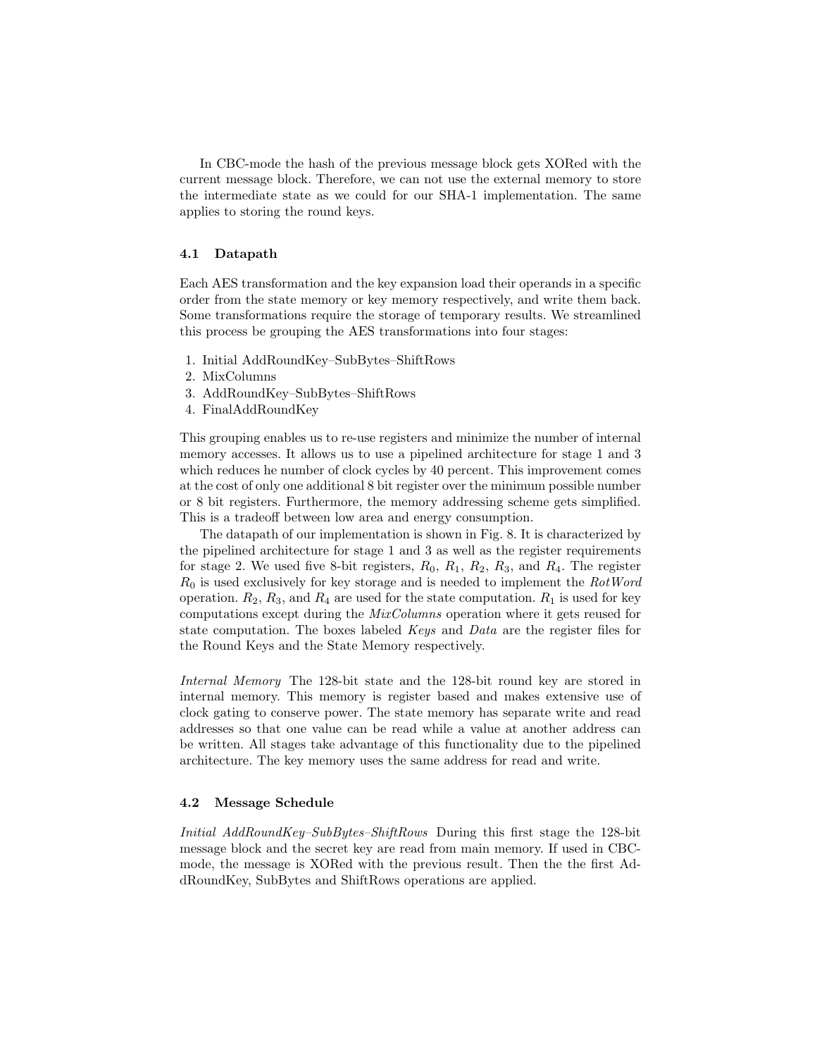In CBC-mode the hash of the previous message block gets XORed with the current message block. Therefore, we can not use the external memory to store the intermediate state as we could for our SHA-1 implementation. The same applies to storing the round keys.

### 4.1 Datapath

Each AES transformation and the key expansion load their operands in a specific order from the state memory or key memory respectively, and write them back. Some transformations require the storage of temporary results. We streamlined this process be grouping the AES transformations into four stages:

1. Initial AddRoundKey–SubBytes–ShiftRows
2. MixColumns
3. AddRoundKey–SubBytes–ShiftRows
4. FinalAddRoundKey

This grouping enables us to re-use registers and minimize the number of internal memory accesses. It allows us to use a pipelined architecture for stage 1 and 3 which reduces he number of clock cycles by 40 percent. This improvement comes at the cost of only one additional 8 bit register over the minimum possible number or 8 bit registers. Furthermore, the memory addressing scheme gets simplified. This is a tradeoff between low area and energy consumption.

The datapath of our implementation is shown in Fig. 8. It is characterized by the pipelined architecture for stage 1 and 3 as well as the register requirements for stage 2. We used five 8-bit registers, $R_0$, $R_1$, $R_2$, $R_3$, and $R_4$. The register $R_0$ is used exclusively for key storage and is needed to implement the *RotWord* operation. $R_2$, $R_3$, and $R_4$ are used for the state computation. $R_1$ is used for key computations except during the *MixColumns* operation where it gets reused for state computation. The boxes labeled *Keys* and *Data* are the register files for the Round Keys and the State Memory respectively.

*Internal Memory* The 128-bit state and the 128-bit round key are stored in internal memory. This memory is register based and makes extensive use of clock gating to conserve power. The state memory has separate write and read addresses so that one value can be read while a value at another address can be written. All stages take advantage of this functionality due to the pipelined architecture. The key memory uses the same address for read and write.

### 4.2 Message Schedule

*Initial AddRoundKey–SubBytes–ShiftRows* During this first stage the 128-bit message block and the secret key are read from main memory. If used in CBC-mode, the message is XORed with the previous result. Then the the first AddRoundKey, SubBytes and ShiftRows operations are applied.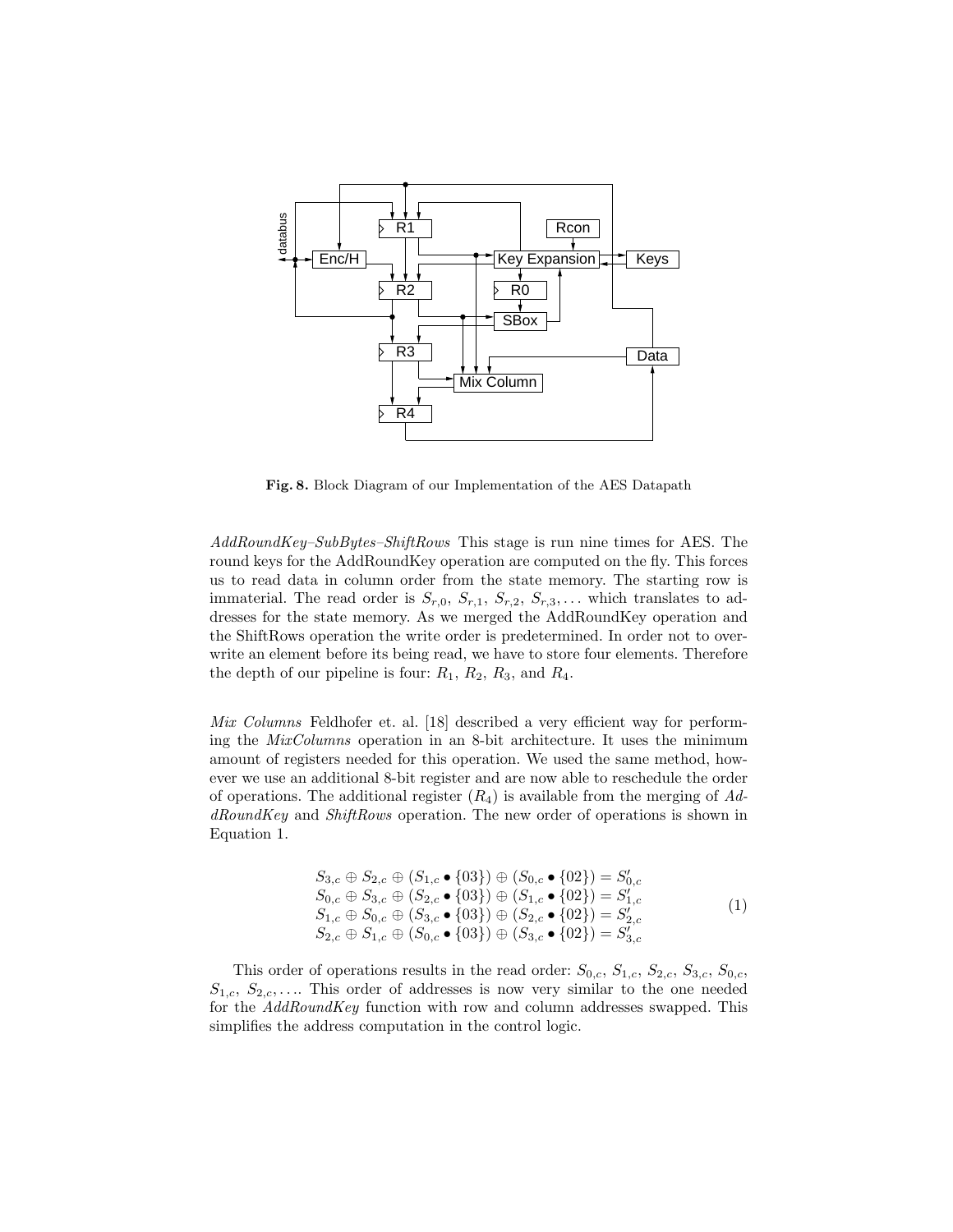**Fig. 8.** Block Diagram of our Implementation of the AES Datapath

*AddRoundKey–SubBytes–ShiftRows* This stage is run nine times for AES. The round keys for the AddRoundKey operation are computed on the fly. This forces us to read data in column order from the state memory. The starting row is immaterial. The read order is $S_{r,0}$, $S_{r,1}$, $S_{r,2}$, $S_{r,3}$, ... which translates to addresses for the state memory. As we merged the AddRoundKey operation and the ShiftRows operation the write order is predetermined. In order not to overwrite an element before its being read, we have to store four elements. Therefore the depth of our pipeline is four: $R_1$, $R_2$, $R_3$, and $R_4$.

*Mix Columns* Feldhofer et. al. [18] described a very efficient way for performing the *MixColumns* operation in an 8-bit architecture. It uses the minimum amount of registers needed for this operation. We used the same method, however we use an additional 8-bit register and are now able to reschedule the order of operations. The additional register ($R_4$) is available from the merging of *AddRoundKey* and *ShiftRows* operation. The new order of operations is shown in Equation 1.

$$
\begin{aligned}
S_{3,c} \oplus S_{2,c} \oplus (S_{1,c} \bullet \{03\}) \oplus (S_{0,c} \bullet \{02\}) &= S'_{0,c} \\
S_{0,c} \oplus S_{3,c} \oplus (S_{2,c} \bullet \{03\}) \oplus (S_{1,c} \bullet \{02\}) &= S'_{1,c} \\
S_{1,c} \oplus S_{0,c} \oplus (S_{3,c} \bullet \{03\}) \oplus (S_{2,c} \bullet \{02\}) &= S'_{2,c} \\
S_{2,c} \oplus S_{1,c} \oplus (S_{0,c} \bullet \{03\}) \oplus (S_{3,c} \bullet \{02\}) &= S'_{3,c}
\end{aligned}
\tag{1}
$$

This order of operations results in the read order: $S_{0,c}$, $S_{1,c}$, $S_{2,c}$, $S_{3,c}$, $S_{0,c}$, $S_{1,c}$, $S_{2,c}$, .... This order of addresses is now very similar to the one needed for the *AddRoundKey* function with row and column addresses swapped. This simplifies the address computation in the control logic.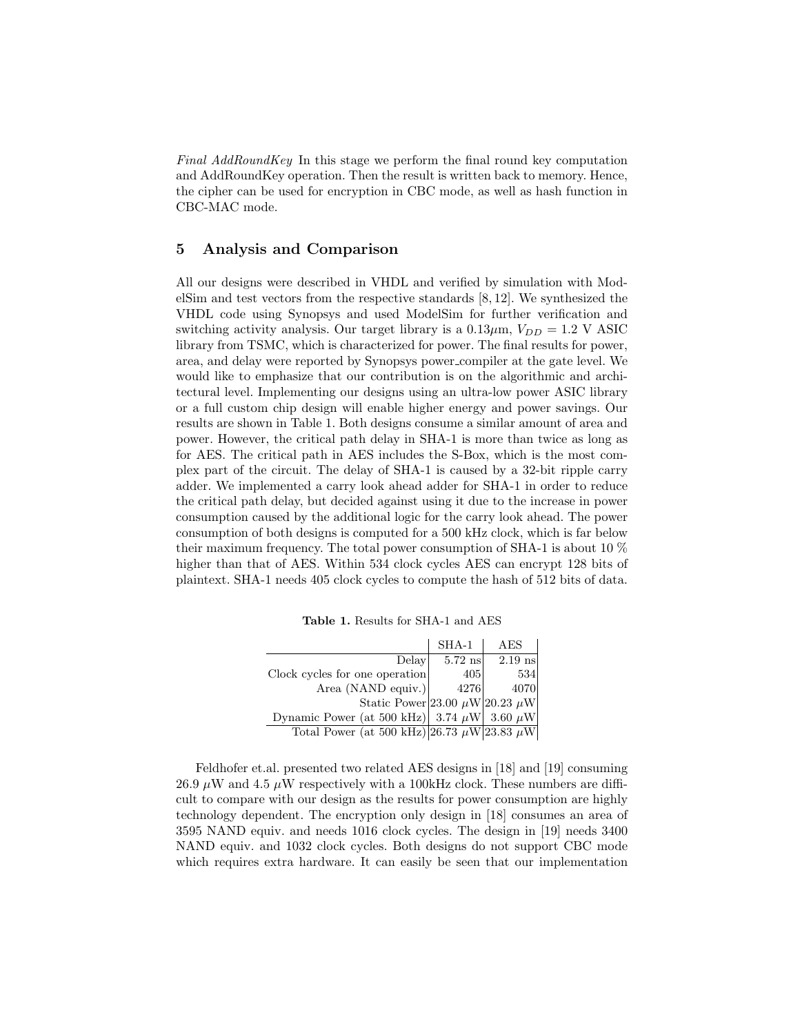*Final AddRoundKey* In this stage we perform the final round key computation and AddRoundKey operation. Then the result is written back to memory. Hence, the cipher can be used for encryption in CBC mode, as well as hash function in CBC-MAC mode.

## 5 Analysis and Comparison

All our designs were described in VHDL and verified by simulation with ModelSim and test vectors from the respective standards [8, 12]. We synthesized the VHDL code using Synopsys and used ModelSim for further verification and switching activity analysis. Our target library is a 0.13$\mu$m, $V_{DD} = 1.2$ V ASIC library from TSMC, which is characterized for power. The final results for power, area, and delay were reported by Synopsys power_compiler at the gate level. We would like to emphasize that our contribution is on the algorithmic and architectural level. Implementing our designs using an ultra-low power ASIC library or a full custom chip design will enable higher energy and power savings. Our results are shown in Table 1. Both designs consume a similar amount of area and power. However, the critical path delay in SHA-1 is more than twice as long as for AES. The critical path in AES includes the S-Box, which is the most complex part of the circuit. The delay of SHA-1 is caused by a 32-bit ripple carry adder. We implemented a carry look ahead adder for SHA-1 in order to reduce the critical path delay, but decided against using it due to the increase in power consumption caused by the additional logic for the carry look ahead. The power consumption of both designs is computed for a 500 kHz clock, which is far below their maximum frequency. The total power consumption of SHA-1 is about 10 % higher than that of AES. Within 534 clock cycles AES can encrypt 128 bits of plaintext. SHA-1 needs 405 clock cycles to compute the hash of 512 bits of data.

**Table 1.** Results for SHA-1 and AES

| | SHA-1 | AES |
|---|---|---|
| Delay | 5.72 ns | 2.19 ns |
| Clock cycles for one operation | 405 | 534 |
| Area (NAND equiv.) | 4276 | 4070 |
| Static Power | 23.00 $\mu$W | 20.23 $\mu$W |
| Dynamic Power (at 500 kHz) | 3.74 $\mu$W | 3.60 $\mu$W |
| Total Power (at 500 kHz) | 26.73 $\mu$W | 23.83 $\mu$W |

Feldhofer et.al. presented two related AES designs in [18] and [19] consuming 26.9 $\mu$W and 4.5 $\mu$W respectively with a 100kHz clock. These numbers are difficult to compare with our design as the results for power consumption are highly technology dependent. The encryption only design in [18] consumes an area of 3595 NAND equiv. and needs 1016 clock cycles. The design in [19] needs 3400 NAND equiv. and 1032 clock cycles. Both designs do not support CBC mode which requires extra hardware. It can easily be seen that our implementation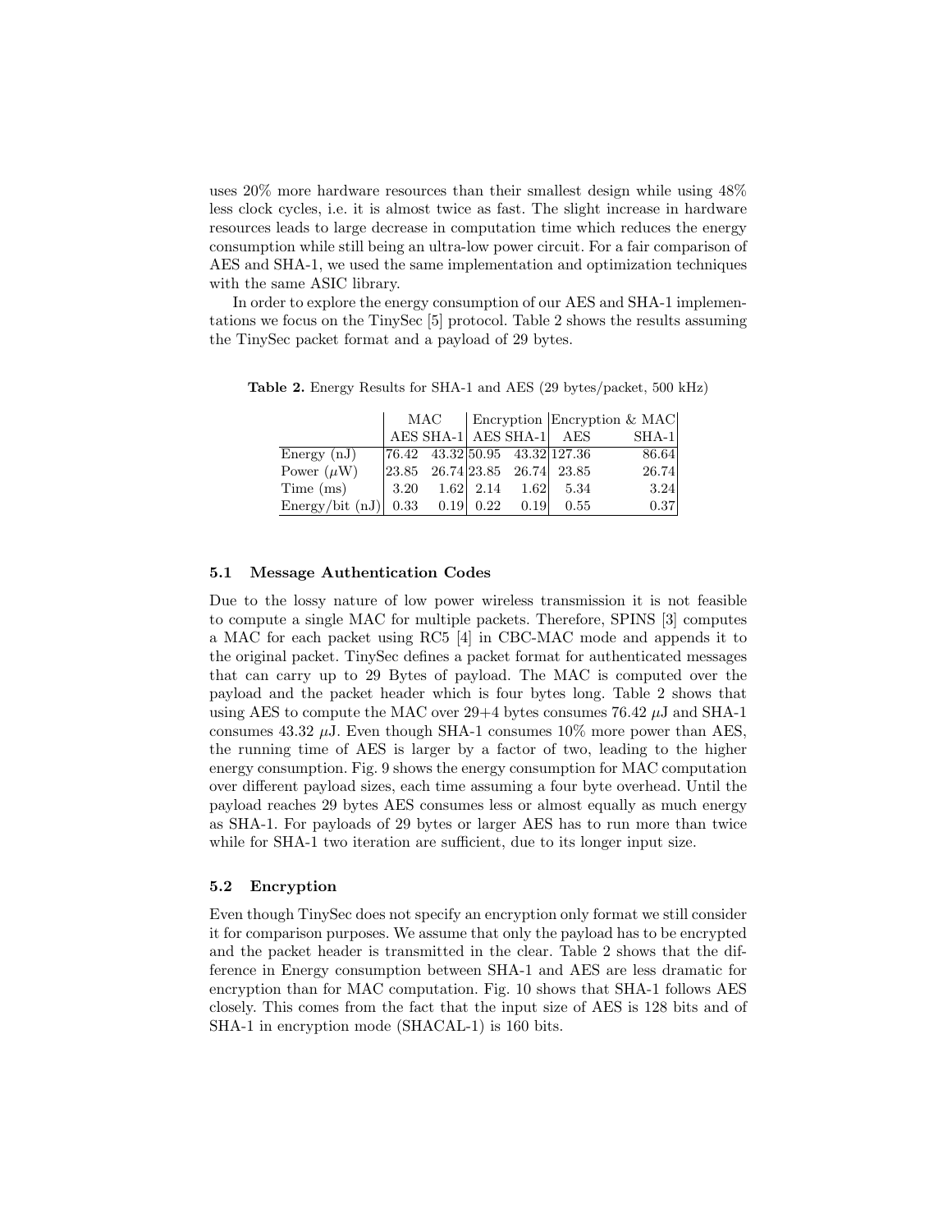uses 20% more hardware resources than their smallest design while using 48% less clock cycles, i.e. it is almost twice as fast. The slight increase in hardware resources leads to large decrease in computation time which reduces the energy consumption while still being an ultra-low power circuit. For a fair comparison of AES and SHA-1, we used the same implementation and optimization techniques with the same ASIC library.

In order to explore the energy consumption of our AES and SHA-1 implementations we focus on the TinySec [5] protocol. Table 2 shows the results assuming the TinySec packet format and a payload of 29 bytes.

**Table 2.** Energy Results for SHA-1 and AES (29 bytes/packet, 500 kHz)

| | MAC | | Encryption | | Encryption & MAC | |
|---|---|---|---|---|---|---|
| | AES | SHA-1 | AES | SHA-1 | AES | SHA-1 |
| Energy (nJ) | 76.42 | 43.32 | 50.95 | 43.32 | 127.36 | 86.64 |
| Power ($\mu$W) | 23.85 | 26.74 | 23.85 | 26.74 | 23.85 | 26.74 |
| Time (ms) | 3.20 | 1.62 | 2.14 | 1.62 | 5.34 | 3.24 |
| Energy/bit (nJ) | 0.33 | 0.19 | 0.22 | 0.19 | 0.55 | 0.37 |

### 5.1 Message Authentication Codes

Due to the lossy nature of low power wireless transmission it is not feasible to compute a single MAC for multiple packets. Therefore, SPINS [3] computes a MAC for each packet using RC5 [4] in CBC-MAC mode and appends it to the original packet. TinySec defines a packet format for authenticated messages that can carry up to 29 Bytes of payload. The MAC is computed over the payload and the packet header which is four bytes long. Table 2 shows that using AES to compute the MAC over 29+4 bytes consumes 76.42 $\mu$J and SHA-1 consumes 43.32 $\mu$J. Even though SHA-1 consumes 10% more power than AES, the running time of AES is larger by a factor of two, leading to the higher energy consumption. Fig. 9 shows the energy consumption for MAC computation over different payload sizes, each time assuming a four byte overhead. Until the payload reaches 29 bytes AES consumes less or almost equally as much energy as SHA-1. For payloads of 29 bytes or larger AES has to run more than twice while for SHA-1 two iteration are sufficient, due to its longer input size.

### 5.2 Encryption

Even though TinySec does not specify an encryption only format we still consider it for comparison purposes. We assume that only the payload has to be encrypted and the packet header is transmitted in the clear. Table 2 shows that the difference in Energy consumption between SHA-1 and AES are less dramatic for encryption than for MAC computation. Fig. 10 shows that SHA-1 follows AES closely. This comes from the fact that the input size of AES is 128 bits and of SHA-1 in encryption mode (SHACAL-1) is 160 bits.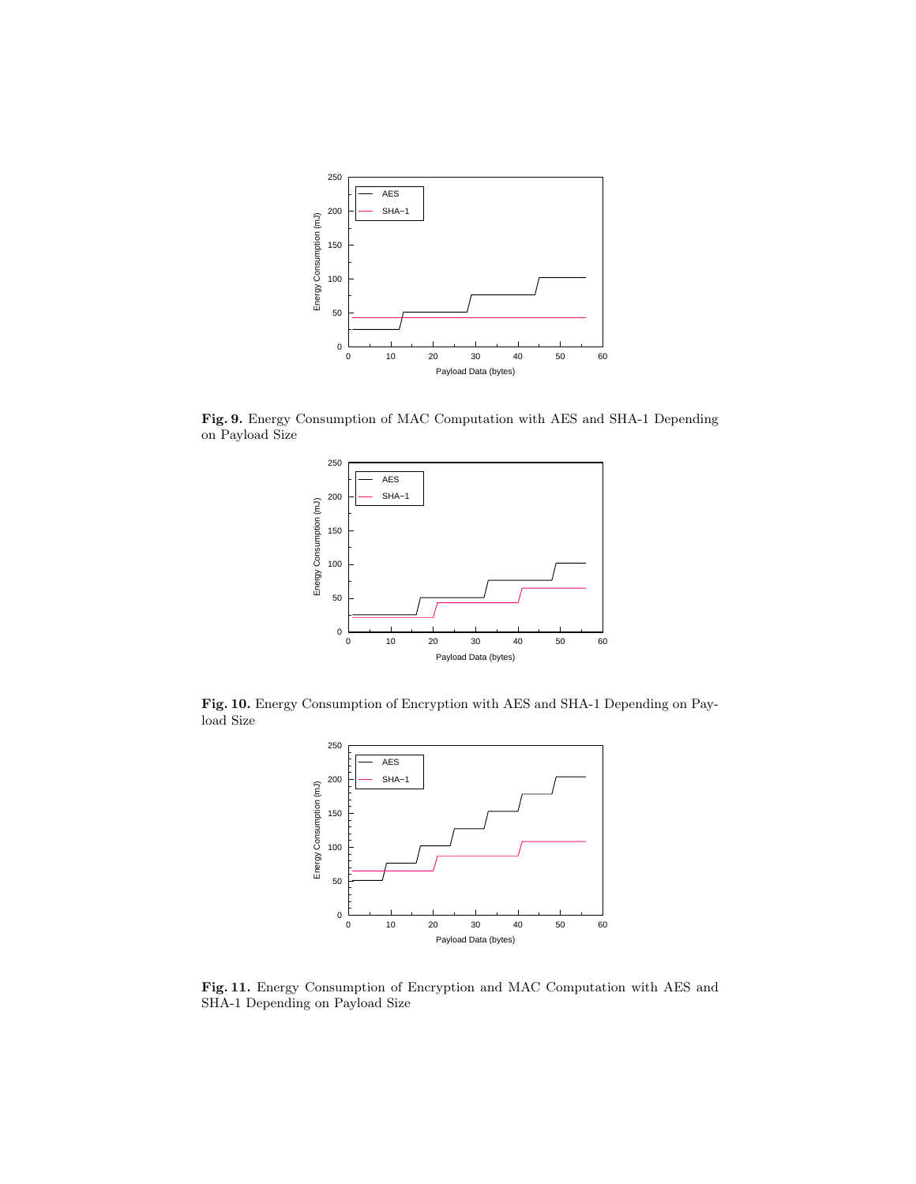**Fig. 9.** Energy Consumption of MAC Computation with AES and SHA-1 Depending on Payload Size

**Fig. 10.** Energy Consumption of Encryption with AES and SHA-1 Depending on Payload Size

**Fig. 11.** Energy Consumption of Encryption and MAC Computation with AES and SHA-1 Depending on Payload Size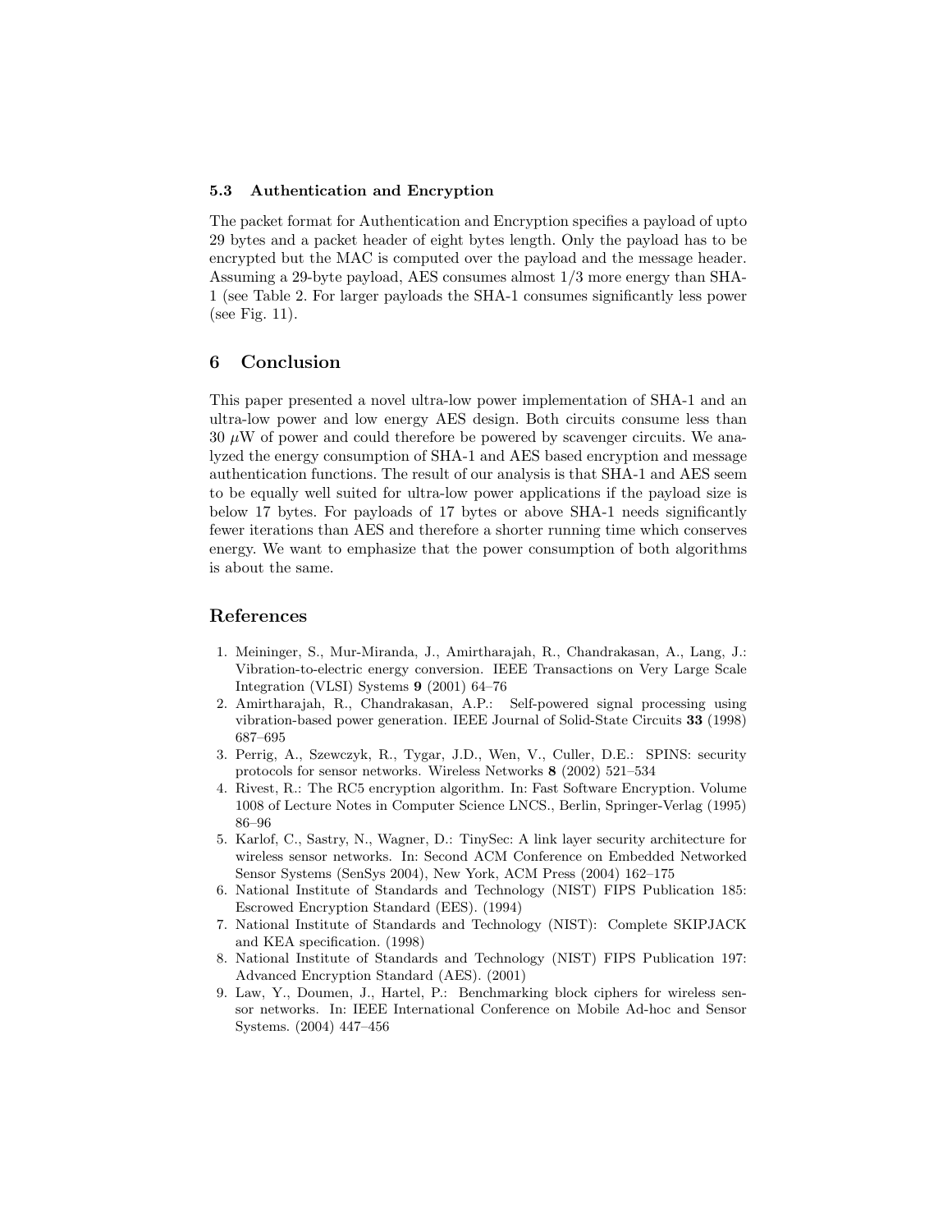### 5.3 Authentication and Encryption

The packet format for Authentication and Encryption specifies a payload of upto 29 bytes and a packet header of eight bytes length. Only the payload has to be encrypted but the MAC is computed over the payload and the message header. Assuming a 29-byte payload, AES consumes almost 1/3 more energy than SHA-1 (see Table 2. For larger payloads the SHA-1 consumes significantly less power (see Fig. 11).

## 6 Conclusion

This paper presented a novel ultra-low power implementation of SHA-1 and an ultra-low power and low energy AES design. Both circuits consume less than 30 $\mu$W of power and could therefore be powered by scavenger circuits. We analyzed the energy consumption of SHA-1 and AES based encryption and message authentication functions. The result of our analysis is that SHA-1 and AES seem to be equally well suited for ultra-low power applications if the payload size is below 17 bytes. For payloads of 17 bytes or above SHA-1 needs significantly fewer iterations than AES and therefore a shorter running time which conserves energy. We want to emphasize that the power consumption of both algorithms is about the same.

## References

1. Meininger, S., Mur-Miranda, J., Amirtharajah, R., Chandrakasan, A., Lang, J.: Vibration-to-electric energy conversion. IEEE Transactions on Very Large Scale Integration (VLSI) Systems **9** (2001) 64–76
2. Amirtharajah, R., Chandrakasan, A.P.: Self-powered signal processing using vibration-based power generation. IEEE Journal of Solid-State Circuits **33** (1998) 687–695
3. Perrig, A., Szewczyk, R., Tygar, J.D., Wen, V., Culler, D.E.: SPINS: security protocols for sensor networks. Wireless Networks **8** (2002) 521–534
4. Rivest, R.: The RC5 encryption algorithm. In: Fast Software Encryption. Volume 1008 of Lecture Notes in Computer Science LNCS., Berlin, Springer-Verlag (1995) 86–96
5. Karlof, C., Sastry, N., Wagner, D.: TinySec: A link layer security architecture for wireless sensor networks. In: Second ACM Conference on Embedded Networked Sensor Systems (SenSys 2004), New York, ACM Press (2004) 162–175
6. National Institute of Standards and Technology (NIST) FIPS Publication 185: Escrowed Encryption Standard (EES). (1994)
7. National Institute of Standards and Technology (NIST): Complete SKIPJACK and KEA specification. (1998)
8. National Institute of Standards and Technology (NIST) FIPS Publication 197: Advanced Encryption Standard (AES). (2001)
9. Law, Y., Doumen, J., Hartel, P.: Benchmarking block ciphers for wireless sensor networks. In: IEEE International Conference on Mobile Ad-hoc and Sensor Systems. (2004) 447–456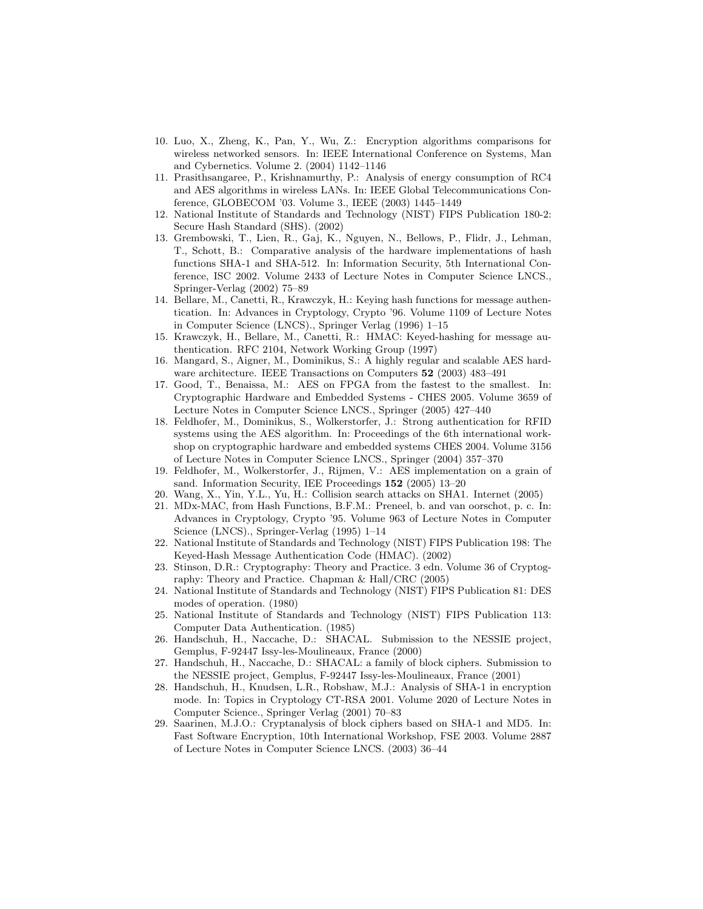10. Luo, X., Zheng, K., Pan, Y., Wu, Z.: Encryption algorithms comparisons for wireless networked sensors. In: IEEE International Conference on Systems, Man and Cybernetics. Volume 2. (2004) 1142–1146
11. Prasithsangaree, P., Krishnamurthy, P.: Analysis of energy consumption of RC4 and AES algorithms in wireless LANs. In: IEEE Global Telecommunications Conference, GLOBECOM '03. Volume 3., IEEE (2003) 1445–1449
12. National Institute of Standards and Technology (NIST) FIPS Publication 180-2: Secure Hash Standard (SHS). (2002)
13. Grembowski, T., Lien, R., Gaj, K., Nguyen, N., Bellows, P., Flidr, J., Lehman, T., Schott, B.: Comparative analysis of the hardware implementations of hash functions SHA-1 and SHA-512. In: Information Security, 5th International Conference, ISC 2002. Volume 2433 of Lecture Notes in Computer Science LNCS., Springer-Verlag (2002) 75–89
14. Bellare, M., Canetti, R., Krawczyk, H.: Keying hash functions for message authentication. In: Advances in Cryptology, Crypto '96. Volume 1109 of Lecture Notes in Computer Science (LNCS)., Springer Verlag (1996) 1–15
15. Krawczyk, H., Bellare, M., Canetti, R.: HMAC: Keyed-hashing for message authentication. RFC 2104, Network Working Group (1997)
16. Mangard, S., Aigner, M., Dominikus, S.: A highly regular and scalable AES hardware architecture. IEEE Transactions on Computers **52** (2003) 483–491
17. Good, T., Benaissa, M.: AES on FPGA from the fastest to the smallest. In: Cryptographic Hardware and Embedded Systems - CHES 2005. Volume 3659 of Lecture Notes in Computer Science LNCS., Springer (2005) 427–440
18. Feldhofer, M., Dominikus, S., Wolkerstorfer, J.: Strong authentication for RFID systems using the AES algorithm. In: Proceedings of the 6th international workshop on cryptographic hardware and embedded systems CHES 2004. Volume 3156 of Lecture Notes in Computer Science LNCS., Springer (2004) 357–370
19. Feldhofer, M., Wolkerstorfer, J., Rijmen, V.: AES implementation on a grain of sand. Information Security, IEE Proceedings **152** (2005) 13–20
20. Wang, X., Yin, Y.L., Yu, H.: Collision search attacks on SHA1. Internet (2005)
21. MDx-MAC, from Hash Functions, B.F.M.: Preneel, b. and van oorschot, p. c. In: Advances in Cryptology, Crypto '95. Volume 963 of Lecture Notes in Computer Science (LNCS)., Springer-Verlag (1995) 1–14
22. National Institute of Standards and Technology (NIST) FIPS Publication 198: The Keyed-Hash Message Authentication Code (HMAC). (2002)
23. Stinson, D.R.: Cryptography: Theory and Practice. 3 edn. Volume 36 of Cryptography: Theory and Practice. Chapman & Hall/CRC (2005)
24. National Institute of Standards and Technology (NIST) FIPS Publication 81: DES modes of operation. (1980)
25. National Institute of Standards and Technology (NIST) FIPS Publication 113: Computer Data Authentication. (1985)
26. Handschuh, H., Naccache, D.: SHACAL. Submission to the NESSIE project, Gemplus, F-92447 Issy-les-Moulineaux, France (2000)
27. Handschuh, H., Naccache, D.: SHACAL: a family of block ciphers. Submission to the NESSIE project, Gemplus, F-92447 Issy-les-Moulineaux, France (2001)
28. Handschuh, H., Knudsen, L.R., Robshaw, M.J.: Analysis of SHA-1 in encryption mode. In: Topics in Cryptology CT-RSA 2001. Volume 2020 of Lecture Notes in Computer Science., Springer Verlag (2001) 70–83
29. Saarinen, M.J.O.: Cryptanalysis of block ciphers based on SHA-1 and MD5. In: Fast Software Encryption, 10th International Workshop, FSE 2003. Volume 2887 of Lecture Notes in Computer Science LNCS. (2003) 36–44